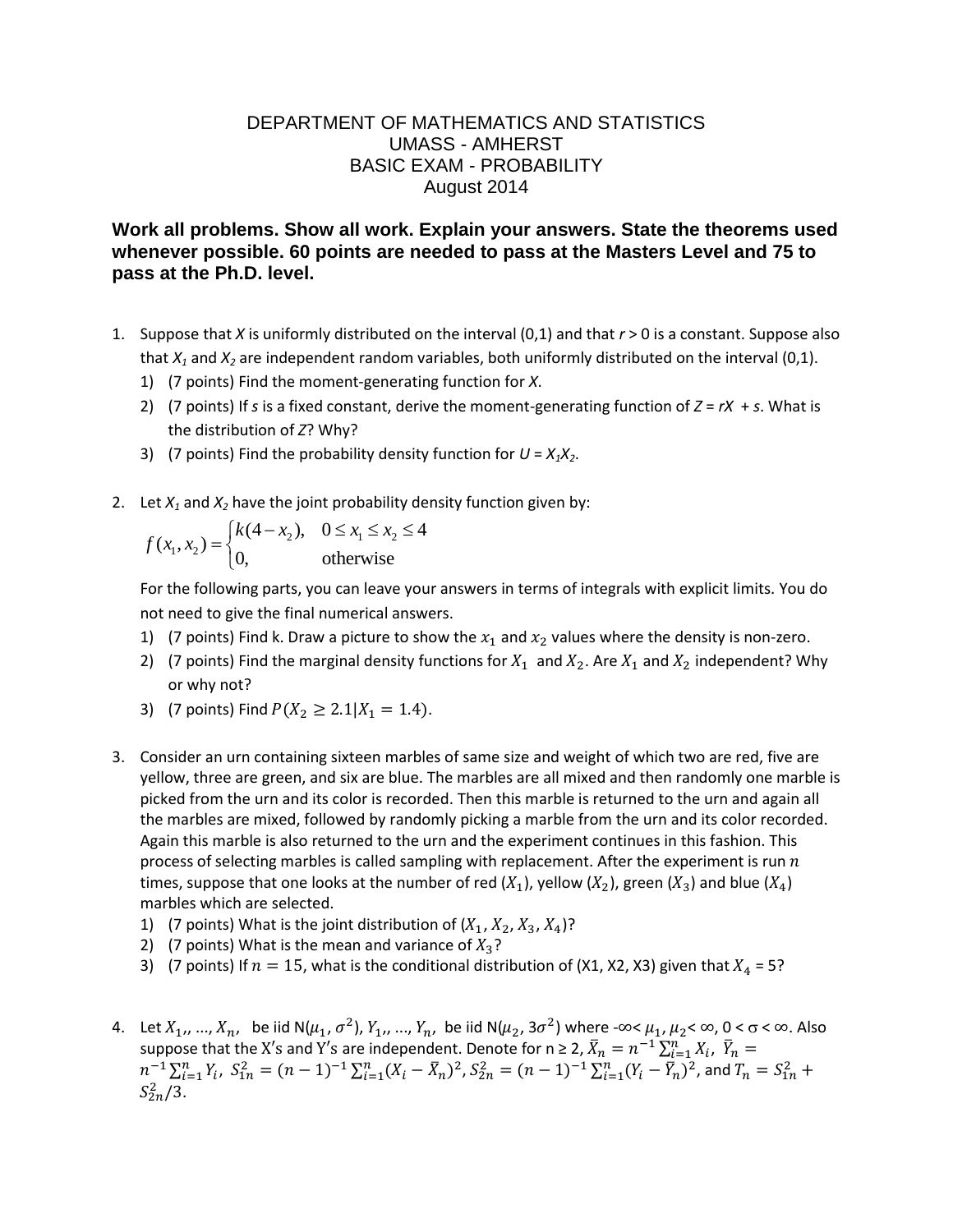DEPARTMENT OF MATHEMATICS AND STATISTICS
UMASS - AMHERST
BASIC EXAM - PROBABILITY
August 2014

**Work all problems. Show all work. Explain your answers. State the theorems used whenever possible. 60 points are needed to pass at the Masters Level and 75 to pass at the Ph.D. level.**

1. Suppose that $X$ is uniformly distributed on the interval (0,1) and that $r > 0$ is a constant. Suppose also that $X_1$ and $X_2$ are independent random variables, both uniformly distributed on the interval (0,1).
   1) (7 points) Find the moment-generating function for $X$.
   2) (7 points) If $s$ is a fixed constant, derive the moment-generating function of $Z = rX + s$. What is the distribution of $Z$? Why?
   3) (7 points) Find the probability density function for $U = X_1X_2$.

2. Let $X_1$ and $X_2$ have the joint probability density function given by:

$$f(x_1, x_2) = \begin{cases} k(4 - x_2), & 0 \le x_1 \le x_2 \le 4 \\ 0, & \text{otherwise} \end{cases}$$

   For the following parts, you can leave your answers in terms of integrals with explicit limits. You do not need to give the final numerical answers.
   1) (7 points) Find k. Draw a picture to show the $x_1$ and $x_2$ values where the density is non-zero.
   2) (7 points) Find the marginal density functions for $X_1$ and $X_2$. Are $X_1$ and $X_2$ independent? Why or why not?
   3) (7 points) Find $P(X_2 \ge 2.1 | X_1 = 1.4)$.

3. Consider an urn containing sixteen marbles of same size and weight of which two are red, five are yellow, three are green, and six are blue. The marbles are all mixed and then randomly one marble is picked from the urn and its color is recorded. Then this marble is returned to the urn and again all the marbles are mixed, followed by randomly picking a marble from the urn and its color recorded. Again this marble is also returned to the urn and the experiment continues in this fashion. This process of selecting marbles is called sampling with replacement. After the experiment is run $n$ times, suppose that one looks at the number of red ($X_1$), yellow ($X_2$), green ($X_3$) and blue ($X_4$) marbles which are selected.
   1) (7 points) What is the joint distribution of ($X_1$, $X_2$, $X_3$, $X_4$)?
   2) (7 points) What is the mean and variance of $X_3$?
   3) (7 points) If $n = 15$, what is the conditional distribution of (X1, X2, X3) given that $X_4$ = 5?

4. Let $X_1, \ldots, X_n$, be iid N($\mu_1$, $\sigma^2$), $Y_1, \ldots, Y_n$, be iid N($\mu_2$, $3\sigma^2$) where $-\infty < \mu_1, \mu_2 < \infty$, $0 < \sigma < \infty$. Also suppose that the X's and Y's are independent. Denote for n ≥ 2, $\bar{X}_n = n^{-1}\sum_{i=1}^{n} X_i$, $\bar{Y}_n = n^{-1}\sum_{i=1}^{n} Y_i$, $S_{1n}^2 = (n-1)^{-1}\sum_{i=1}^{n}(X_i - \bar{X}_n)^2$, $S_{2n}^2 = (n-1)^{-1}\sum_{i=1}^{n}(Y_i - \bar{Y}_n)^2$, and $T_n = S_{1n}^2 + S_{2n}^2/3$.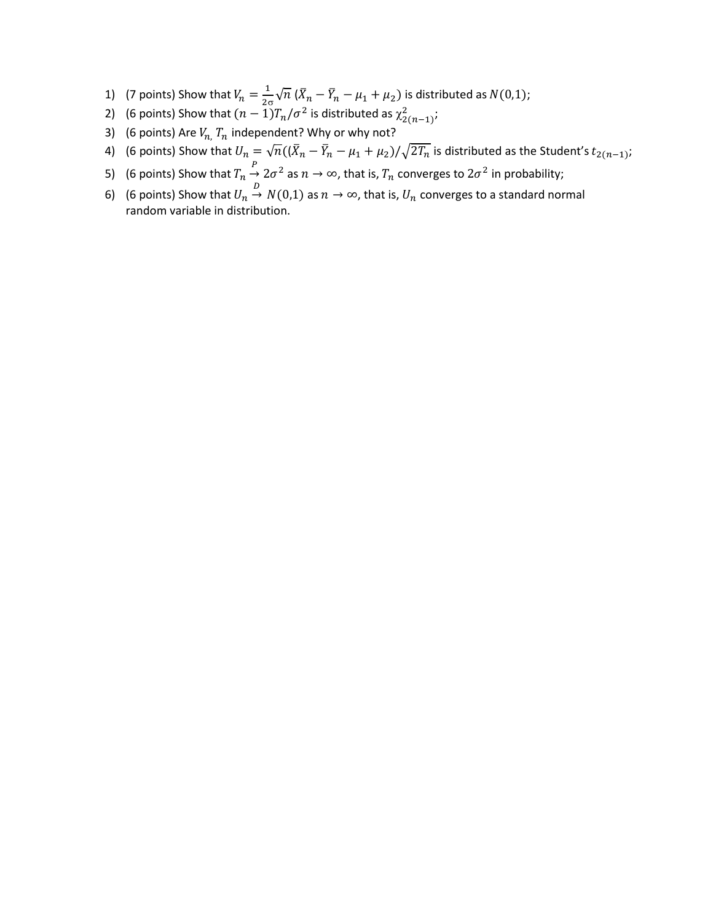1) (7 points) Show that $V_n = \frac{1}{2\sigma}\sqrt{n}\,(\bar{X}_n - \bar{Y}_n - \mu_1 + \mu_2)$ is distributed as $N(0,1)$;
2) (6 points) Show that $(n-1)T_n/\sigma^2$ is distributed as $\chi^2_{2(n-1)}$;
3) (6 points) Are $V_{n,}$ $T_n$ independent? Why or why not?
4) (6 points) Show that $U_n = \sqrt{n}((\bar{X}_n - \bar{Y}_n - \mu_1 + \mu_2)/\sqrt{2T_n}$ is distributed as the Student's $t_{2(n-1)}$;
5) (6 points) Show that $T_n \xrightarrow{P} 2\sigma^2$ as $n \to \infty$, that is, $T_n$ converges to $2\sigma^2$ in probability;
6) (6 points) Show that $U_n \xrightarrow{D} N(0,1)$ as $n \to \infty$, that is, $U_n$ converges to a standard normal random variable in distribution.